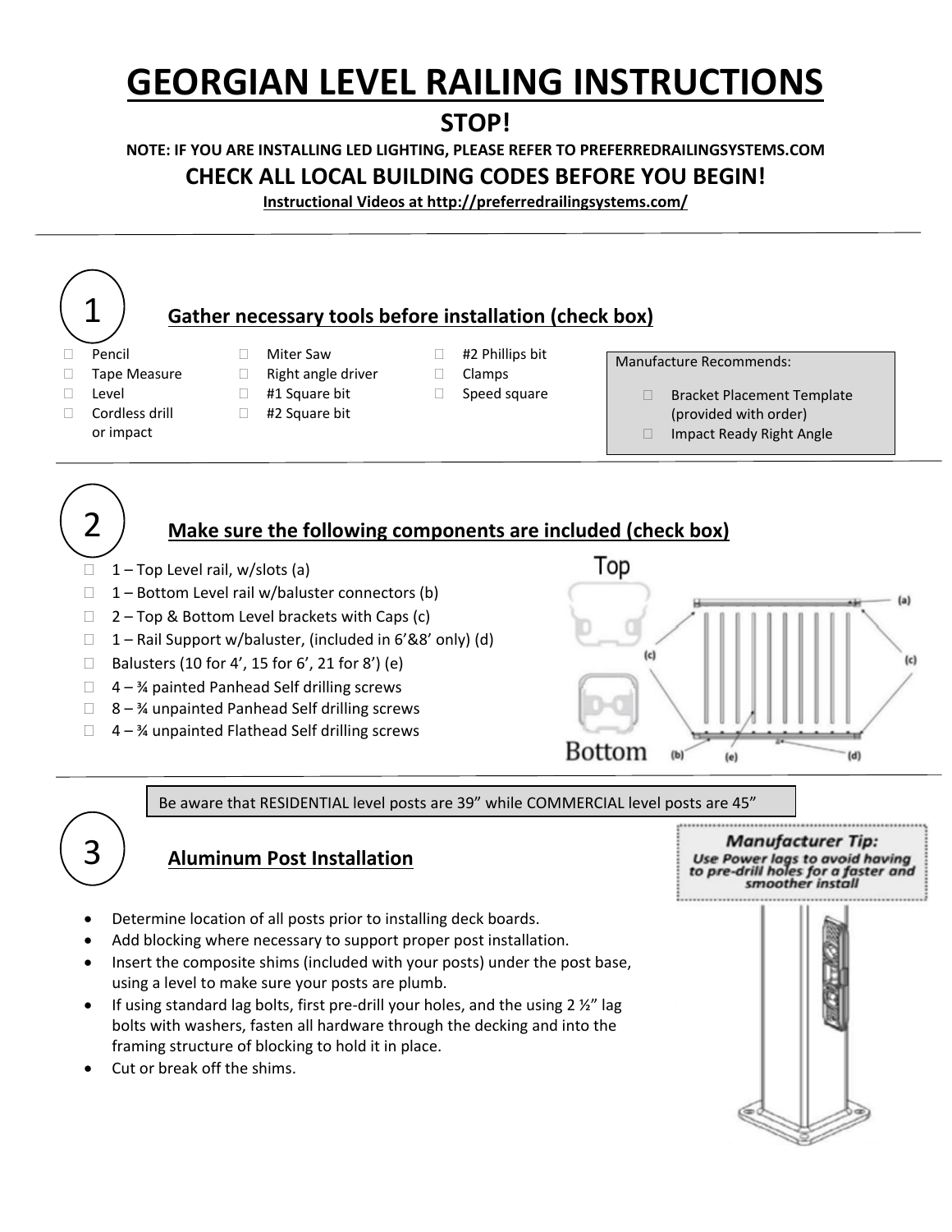# GEORGIAN LEVEL RAILING INSTRUCTIONS

## STOP!

**NOTE: IF YOU ARE INSTALLING LED LIGHTING, PLEASE REFER TO PREFERREDRAILINGSYSTEMS.COM**

## CHECK ALL LOCAL BUILDING CODES BEFORE YOU BEGIN!

**Instructional Videos at http://preferredrailingsystems.com/**

---

## 1 Gather necessary tools before installation (check box)

- ☐ Pencil
- ☐ Tape Measure
- ☐ Level
- ☐ Cordless drill or impact
- ☐ Miter Saw
- ☐ Right angle driver
- ☐ #1 Square bit
- ☐ #2 Square bit
- ☐ #2 Phillips bit
- ☐ Clamps
- ☐ Speed square

Manufacture Recommends:

- ☐ Bracket Placement Template (provided with order)
- ☐ Impact Ready Right Angle

---

## 2 Make sure the following components are included (check box)

- ☐ 1 – Top Level rail, w/slots (a)
- ☐ 1 – Bottom Level rail w/baluster connectors (b)
- ☐ 2 – Top & Bottom Level brackets with Caps (c)
- ☐ 1 – Rail Support w/baluster, (included in 6'&8' only) (d)
- ☐ Balusters (10 for 4', 15 for 6', 21 for 8') (e)
- ☐ 4 – ¾ painted Panhead Self drilling screws
- ☐ 8 – ¾ unpainted Panhead Self drilling screws
- ☐ 4 – ¾ unpainted Flathead Self drilling screws

Top

Bottom

(a) (b) (c) (d) (e)

---

Be aware that RESIDENTIAL level posts are 39" while COMMERCIAL level posts are 45"

## 3 Aluminum Post Installation

**Manufacturer Tip:** *Use Power lags to avoid having to pre-drill holes for a faster and smoother install*

- Determine location of all posts prior to installing deck boards.
- Add blocking where necessary to support proper post installation.
- Insert the composite shims (included with your posts) under the post base, using a level to make sure your posts are plumb.
- If using standard lag bolts, first pre-drill your holes, and the using 2 ½" lag bolts with washers, fasten all hardware through the decking and into the framing structure of blocking to hold it in place.
- Cut or break off the shims.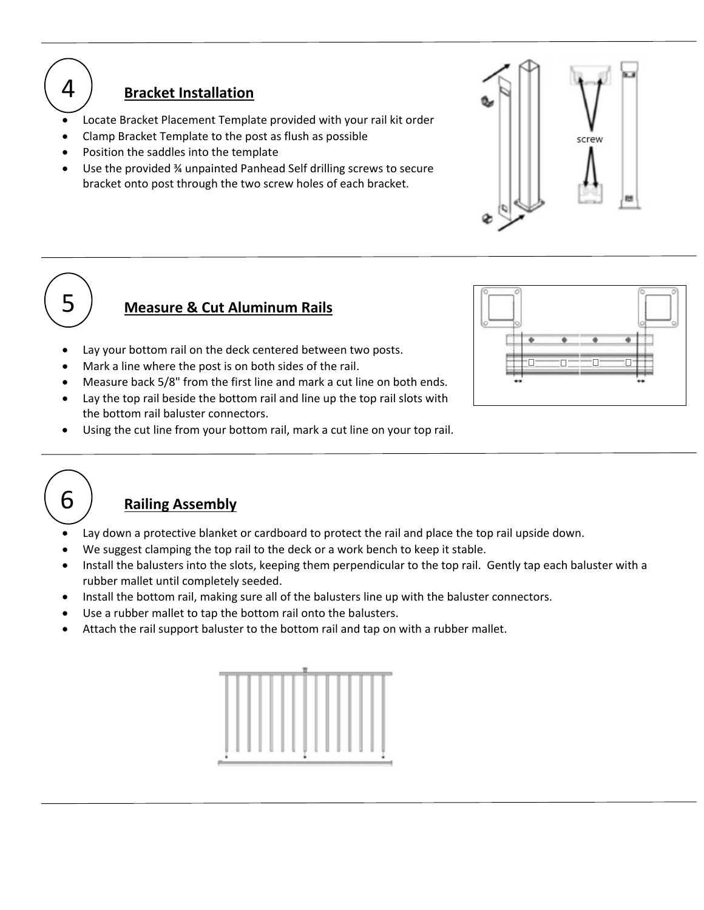## 4 Bracket Installation

- Locate Bracket Placement Template provided with your rail kit order
- Clamp Bracket Template to the post as flush as possible
- Position the saddles into the template
- Use the provided ¾ unpainted Panhead Self drilling screws to secure bracket onto post through the two screw holes of each bracket.

## 5 Measure & Cut Aluminum Rails

- Lay your bottom rail on the deck centered between two posts.
- Mark a line where the post is on both sides of the rail.
- Measure back 5/8" from the first line and mark a cut line on both ends.
- Lay the top rail beside the bottom rail and line up the top rail slots with the bottom rail baluster connectors.
- Using the cut line from your bottom rail, mark a cut line on your top rail.

## 6 Railing Assembly

- Lay down a protective blanket or cardboard to protect the rail and place the top rail upside down.
- We suggest clamping the top rail to the deck or a work bench to keep it stable.
- Install the balusters into the slots, keeping them perpendicular to the top rail. Gently tap each baluster with a rubber mallet until completely seeded.
- Install the bottom rail, making sure all of the balusters line up with the baluster connectors.
- Use a rubber mallet to tap the bottom rail onto the balusters.
- Attach the rail support baluster to the bottom rail and tap on with a rubber mallet.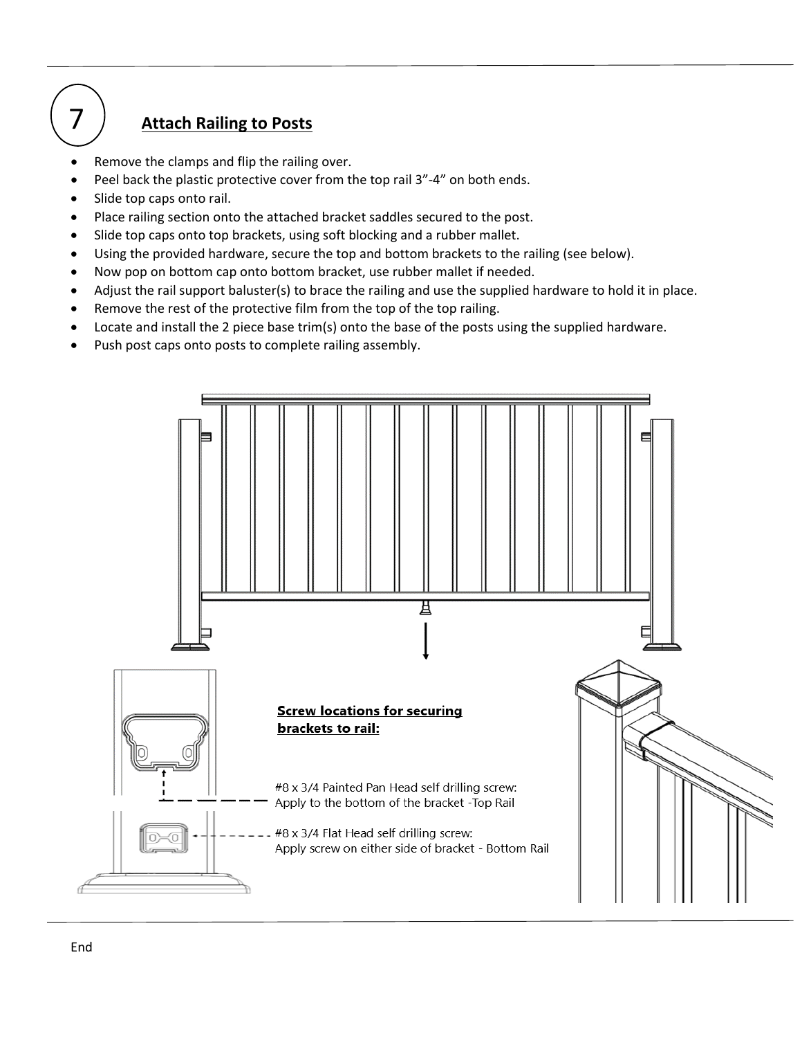## 7 Attach Railing to Posts

- Remove the clamps and flip the railing over.
- Peel back the plastic protective cover from the top rail 3”-4” on both ends.
- Slide top caps onto rail.
- Place railing section onto the attached bracket saddles secured to the post.
- Slide top caps onto top brackets, using soft blocking and a rubber mallet.
- Using the provided hardware, secure the top and bottom brackets to the railing (see below).
- Now pop on bottom cap onto bottom bracket, use rubber mallet if needed.
- Adjust the rail support baluster(s) to brace the railing and use the supplied hardware to hold it in place.
- Remove the rest of the protective film from the top of the top railing.
- Locate and install the 2 piece base trim(s) onto the base of the posts using the supplied hardware.
- Push post caps onto posts to complete railing assembly.

**Screw locations for securing brackets to rail:**

#8 x 3/4 Painted Pan Head self drilling screw:
Apply to the bottom of the bracket -Top Rail

#8 x 3/4 Flat Head self drilling screw:
Apply screw on either side of bracket - Bottom Rail

End